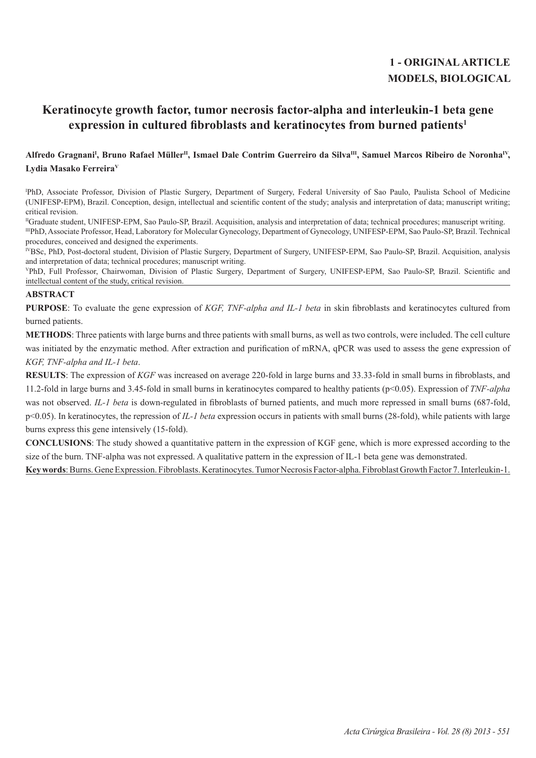**1 - ORIGINAL ARTICLE**
**MODELS, BIOLOGICAL**

# Keratinocyte growth factor, tumor necrosis factor-alpha and interleukin-1 beta gene expression in cultured fibroblasts and keratinocytes from burned patients[1]

**Alfredo Gragnani[I], Bruno Rafael Müller[II], Ismael Dale Contrim Guerreiro da Silva[III], Samuel Marcos Ribeiro de Noronha[IV], Lydia Masako Ferreira[V]**

[I]PhD, Associate Professor, Division of Plastic Surgery, Department of Surgery, Federal University of Sao Paulo, Paulista School of Medicine (UNIFESP-EPM), Brazil. Conception, design, intellectual and scientific content of the study; analysis and interpretation of data; manuscript writing; critical revision.

[II]Graduate student, UNIFESP-EPM, Sao Paulo-SP, Brazil. Acquisition, analysis and interpretation of data; technical procedures; manuscript writing.

[III]PhD, Associate Professor, Head, Laboratory for Molecular Gynecology, Department of Gynecology, UNIFESP-EPM, Sao Paulo-SP, Brazil. Technical procedures, conceived and designed the experiments.

[IV]BSc, PhD, Post-doctoral student, Division of Plastic Surgery, Department of Surgery, UNIFESP-EPM, Sao Paulo-SP, Brazil. Acquisition, analysis and interpretation of data; technical procedures; manuscript writing.

[V]PhD, Full Professor, Chairwoman, Division of Plastic Surgery, Department of Surgery, UNIFESP-EPM, Sao Paulo-SP, Brazil. Scientific and intellectual content of the study, critical revision.

## ABSTRACT

**PURPOSE**: To evaluate the gene expression of *KGF, TNF-alpha and IL-1 beta* in skin fibroblasts and keratinocytes cultured from burned patients.

**METHODS**: Three patients with large burns and three patients with small burns, as well as two controls, were included. The cell culture was initiated by the enzymatic method. After extraction and purification of mRNA, qPCR was used to assess the gene expression of *KGF, TNF-alpha and IL-1 beta*.

**RESULTS**: The expression of *KGF* was increased on average 220-fold in large burns and 33.33-fold in small burns in fibroblasts, and 11.2-fold in large burns and 3.45-fold in small burns in keratinocytes compared to healthy patients ($p<0.05$). Expression of *TNF-alpha* was not observed. *IL-1 beta* is down-regulated in fibroblasts of burned patients, and much more repressed in small burns (687-fold, $p<0.05$). In keratinocytes, the repression of *IL-1 beta* expression occurs in patients with small burns (28-fold), while patients with large burns express this gene intensively (15-fold).

**CONCLUSIONS**: The study showed a quantitative pattern in the expression of KGF gene, which is more expressed according to the size of the burn. TNF-alpha was not expressed. A qualitative pattern in the expression of IL-1 beta gene was demonstrated.

**Key words**: Burns. Gene Expression. Fibroblasts. Keratinocytes. Tumor Necrosis Factor-alpha. Fibroblast Growth Factor 7. Interleukin-1.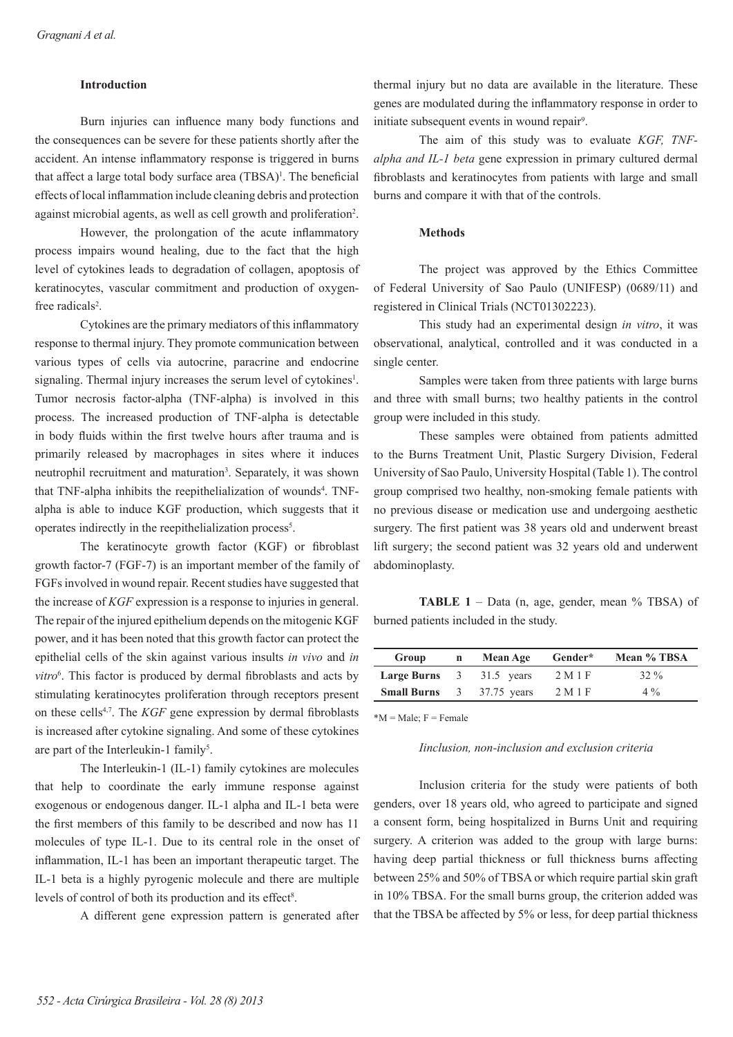### Introduction

Burn injuries can influence many body functions and the consequences can be severe for these patients shortly after the accident. An intense inflammatory response is triggered in burns that affect a large total body surface area (TBSA)[1]. The beneficial effects of local inflammation include cleaning debris and protection against microbial agents, as well as cell growth and proliferation[2].

However, the prolongation of the acute inflammatory process impairs wound healing, due to the fact that the high level of cytokines leads to degradation of collagen, apoptosis of keratinocytes, vascular commitment and production of oxygen-free radicals[2].

Cytokines are the primary mediators of this inflammatory response to thermal injury. They promote communication between various types of cells via autocrine, paracrine and endocrine signaling. Thermal injury increases the serum level of cytokines[1]. Tumor necrosis factor-alpha (TNF-alpha) is involved in this process. The increased production of TNF-alpha is detectable in body fluids within the first twelve hours after trauma and is primarily released by macrophages in sites where it induces neutrophil recruitment and maturation[3]. Separately, it was shown that TNF-alpha inhibits the reepithelialization of wounds[4]. TNF-alpha is able to induce KGF production, which suggests that it operates indirectly in the reepithelialization process[5].

The keratinocyte growth factor (KGF) or fibroblast growth factor-7 (FGF-7) is an important member of the family of FGFs involved in wound repair. Recent studies have suggested that the increase of *KGF* expression is a response to injuries in general. The repair of the injured epithelium depends on the mitogenic KGF power, and it has been noted that this growth factor can protect the epithelial cells of the skin against various insults *in vivo* and *in vitro*[6]. This factor is produced by dermal fibroblasts and acts by stimulating keratinocytes proliferation through receptors present on these cells[4,7]. The *KGF* gene expression by dermal fibroblasts is increased after cytokine signaling. And some of these cytokines are part of the Interleukin-1 family[5].

The Interleukin-1 (IL-1) family cytokines are molecules that help to coordinate the early immune response against exogenous or endogenous danger. IL-1 alpha and IL-1 beta were the first members of this family to be described and now has 11 molecules of type IL-1. Due to its central role in the onset of inflammation, IL-1 has been an important therapeutic target. The IL-1 beta is a highly pyrogenic molecule and there are multiple levels of control of both its production and its effect[8].

A different gene expression pattern is generated after thermal injury but no data are available in the literature. These genes are modulated during the inflammatory response in order to initiate subsequent events in wound repair[9].

The aim of this study was to evaluate *KGF, TNF-alpha and IL-1 beta* gene expression in primary cultured dermal fibroblasts and keratinocytes from patients with large and small burns and compare it with that of the controls.

### Methods

The project was approved by the Ethics Committee of Federal University of Sao Paulo (UNIFESP) (0689/11) and registered in Clinical Trials (NCT01302223).

This study had an experimental design *in vitro*, it was observational, analytical, controlled and it was conducted in a single center.

Samples were taken from three patients with large burns and three with small burns; two healthy patients in the control group were included in this study.

These samples were obtained from patients admitted to the Burns Treatment Unit, Plastic Surgery Division, Federal University of Sao Paulo, University Hospital (Table 1). The control group comprised two healthy, non-smoking female patients with no previous disease or medication use and undergoing aesthetic surgery. The first patient was 38 years old and underwent breast lift surgery; the second patient was 32 years old and underwent abdominoplasty.

**TABLE 1** – Data (n, age, gender, mean % TBSA) of burned patients included in the study.

| Group | n | Mean Age | Gender* | Mean % TBSA |
|---|---|---|---|---|
| **Large Burns** | 3 | 31.5 years | 2 M 1 F | 32 % |
| **Small Burns** | 3 | 37.75 years | 2 M 1 F | 4 % |

*M = Male; F = Female

#### *Iinclusion, non-inclusion and exclusion criteria*

Inclusion criteria for the study were patients of both genders, over 18 years old, who agreed to participate and signed a consent form, being hospitalized in Burns Unit and requiring surgery. A criterion was added to the group with large burns: having deep partial thickness or full thickness burns affecting between 25% and 50% of TBSA or which require partial skin graft in 10% TBSA. For the small burns group, the criterion added was that the TBSA be affected by 5% or less, for deep partial thickness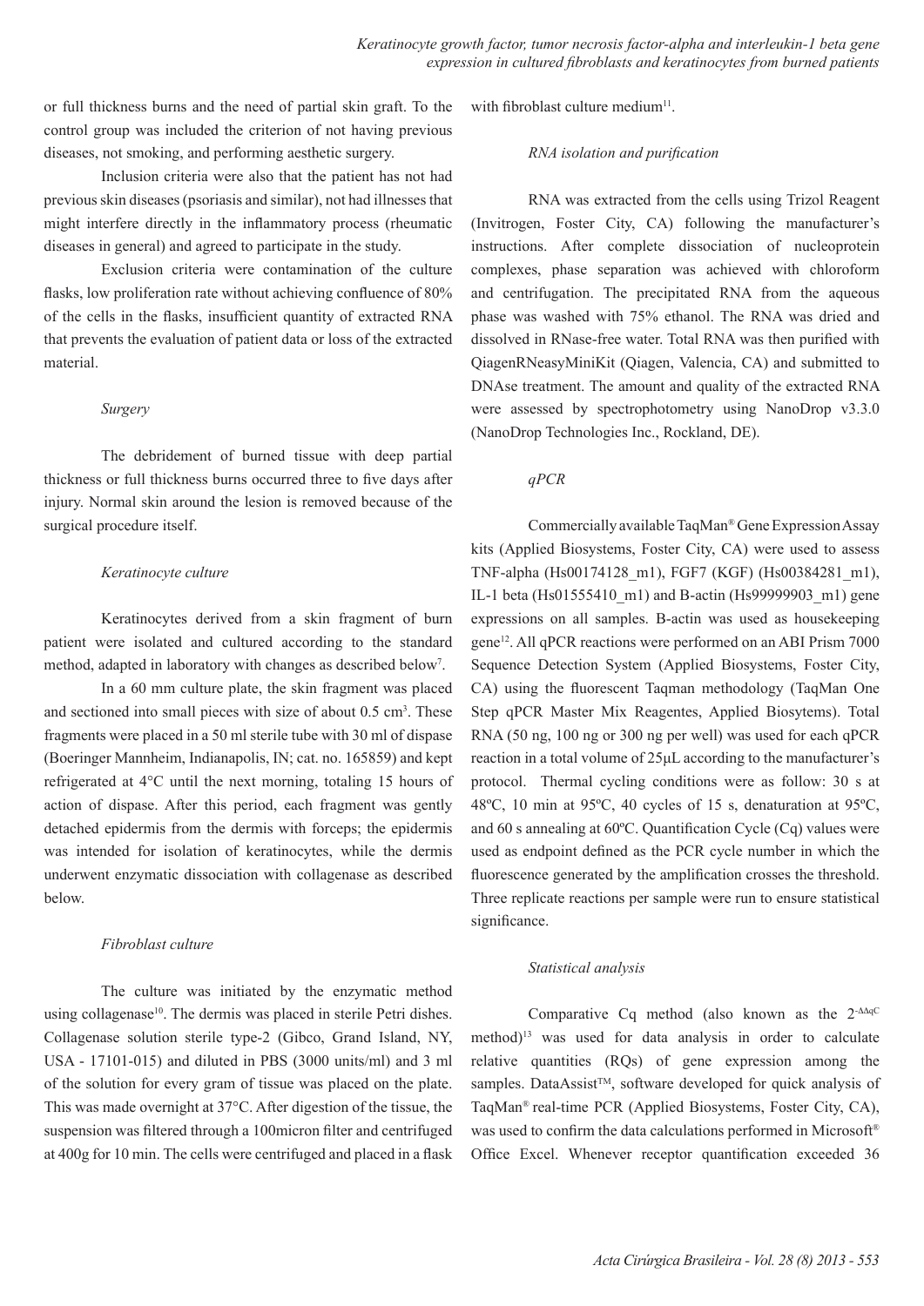or full thickness burns and the need of partial skin graft. To the control group was included the criterion of not having previous diseases, not smoking, and performing aesthetic surgery.

Inclusion criteria were also that the patient has not had previous skin diseases (psoriasis and similar), not had illnesses that might interfere directly in the inflammatory process (rheumatic diseases in general) and agreed to participate in the study.

Exclusion criteria were contamination of the culture flasks, low proliferation rate without achieving confluence of 80% of the cells in the flasks, insufficient quantity of extracted RNA that prevents the evaluation of patient data or loss of the extracted material.

*Surgery*

The debridement of burned tissue with deep partial thickness or full thickness burns occurred three to five days after injury. Normal skin around the lesion is removed because of the surgical procedure itself.

*Keratinocyte culture*

Keratinocytes derived from a skin fragment of burn patient were isolated and cultured according to the standard method, adapted in laboratory with changes as described below[7].

In a 60 mm culture plate, the skin fragment was placed and sectioned into small pieces with size of about 0.5 $cm^3$. These fragments were placed in a 50 ml sterile tube with 30 ml of dispase (Boeringer Mannheim, Indianapolis, IN; cat. no. 165859) and kept refrigerated at 4°C until the next morning, totaling 15 hours of action of dispase. After this period, each fragment was gently detached epidermis from the dermis with forceps; the epidermis was intended for isolation of keratinocytes, while the dermis underwent enzymatic dissociation with collagenase as described below.

*Fibroblast culture*

The culture was initiated by the enzymatic method using collagenase[10]. The dermis was placed in sterile Petri dishes. Collagenase solution sterile type-2 (Gibco, Grand Island, NY, USA - 17101-015) and diluted in PBS (3000 units/ml) and 3 ml of the solution for every gram of tissue was placed on the plate. This was made overnight at 37°C. After digestion of the tissue, the suspension was filtered through a 100micron filter and centrifuged at 400g for 10 min. The cells were centrifuged and placed in a flask with fibroblast culture medium[11].

*RNA isolation and purification*

RNA was extracted from the cells using Trizol Reagent (Invitrogen, Foster City, CA) following the manufacturer's instructions. After complete dissociation of nucleoprotein complexes, phase separation was achieved with chloroform and centrifugation. The precipitated RNA from the aqueous phase was washed with 75% ethanol. The RNA was dried and dissolved in RNase-free water. Total RNA was then purified with QiagenRNeasyMiniKit (Qiagen, Valencia, CA) and submitted to DNAse treatment. The amount and quality of the extracted RNA were assessed by spectrophotometry using NanoDrop v3.3.0 (NanoDrop Technologies Inc., Rockland, DE).

*qPCR*

Commercially available TaqMan® Gene Expression Assay kits (Applied Biosystems, Foster City, CA) were used to assess TNF-alpha (Hs00174128_m1), FGF7 (KGF) (Hs00384281_m1), IL-1 beta (Hs01555410_m1) and B-actin (Hs99999903_m1) gene expressions on all samples. B-actin was used as housekeeping gene[12]. All qPCR reactions were performed on an ABI Prism 7000 Sequence Detection System (Applied Biosystems, Foster City, CA) using the fluorescent Taqman methodology (TaqMan One Step qPCR Master Mix Reagentes, Applied Biosytems). Total RNA (50 ng, 100 ng or 300 ng per well) was used for each qPCR reaction in a total volume of 25µL according to the manufacturer's protocol. Thermal cycling conditions were as follow: 30 s at 48ºC, 10 min at 95ºC, 40 cycles of 15 s, denaturation at 95ºC, and 60 s annealing at 60ºC. Quantification Cycle (Cq) values were used as endpoint defined as the PCR cycle number in which the fluorescence generated by the amplification crosses the threshold. Three replicate reactions per sample were run to ensure statistical significance.

*Statistical analysis*

Comparative Cq method (also known as the $2^{-\Delta\Delta qC}$ method)[13] was used for data analysis in order to calculate relative quantities (RQs) of gene expression among the samples. DataAssist™, software developed for quick analysis of TaqMan® real-time PCR (Applied Biosystems, Foster City, CA), was used to confirm the data calculations performed in Microsoft® Office Excel. Whenever receptor quantification exceeded 36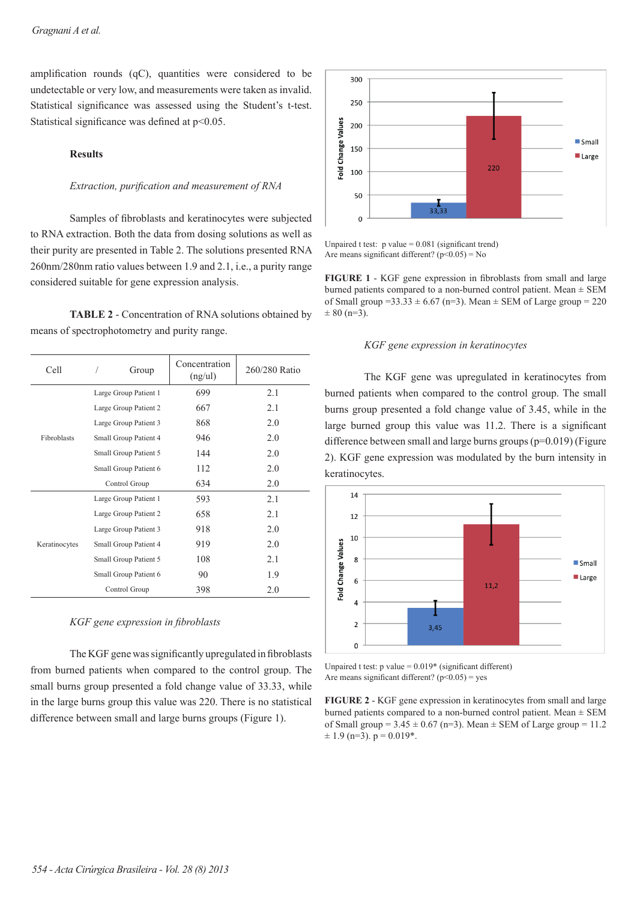amplification rounds (qC), quantities were considered to be undetectable or very low, and measurements were taken as invalid. Statistical significance was assessed using the Student's t-test. Statistical significance was defined at $p<0.05$.

## Results

*Extraction, purification and measurement of RNA*

Samples of fibroblasts and keratinocytes were subjected to RNA extraction. Both the data from dosing solutions as well as their purity are presented in Table 2. The solutions presented RNA 260nm/280nm ratio values between 1.9 and 2.1, i.e., a purity range considered suitable for gene expression analysis.

**TABLE 2** - Concentration of RNA solutions obtained by means of spectrophotometry and purity range.

| Cell | / Group | Concentration (ng/ul) | 260/280 Ratio |
|---|---|---|---|
| Fibroblasts | Large Group Patient 1 | 699 | 2.1 |
| | Large Group Patient 2 | 667 | 2.1 |
| | Large Group Patient 3 | 868 | 2.0 |
| | Small Group Patient 4 | 946 | 2.0 |
| | Small Group Patient 5 | 144 | 2.0 |
| | Small Group Patient 6 | 112 | 2.0 |
| | Control Group | 634 | 2.0 |
| Keratinocytes | Large Group Patient 1 | 593 | 2.1 |
| | Large Group Patient 2 | 658 | 2.1 |
| | Large Group Patient 3 | 918 | 2.0 |
| | Small Group Patient 4 | 919 | 2.0 |
| | Small Group Patient 5 | 108 | 2.1 |
| | Small Group Patient 6 | 90 | 1.9 |
| | Control Group | 398 | 2.0 |

*KGF gene expression in fibroblasts*

The KGF gene was significantly upregulated in fibroblasts from burned patients when compared to the control group. The small burns group presented a fold change value of 33.33, while in the large burns group this value was 220. There is no statistical difference between small and large burns groups (Figure 1).

Unpaired t test: p value = 0.081 (significant trend)
Are means significant different? ($p<0.05$) = No

**FIGURE 1** - KGF gene expression in fibroblasts from small and large burned patients compared to a non-burned control patient. Mean ± SEM of Small group =33.33 ± 6.67 (n=3). Mean ± SEM of Large group = 220 ± 80 (n=3).

*KGF gene expression in keratinocytes*

The KGF gene was upregulated in keratinocytes from burned patients when compared to the control group. The small burns group presented a fold change value of 3.45, while in the large burned group this value was 11.2. There is a significant difference between small and large burns groups ($p=0.019$) (Figure 2). KGF gene expression was modulated by the burn intensity in keratinocytes.

Unpaired t test: p value = 0.019* (significant different)
Are means significant different? ($p<0.05$) = yes

**FIGURE 2** - KGF gene expression in keratinocytes from small and large burned patients compared to a non-burned control patient. Mean ± SEM of Small group = 3.45 ± 0.67 (n=3). Mean ± SEM of Large group = 11.2 ± 1.9 (n=3). p = 0.019*.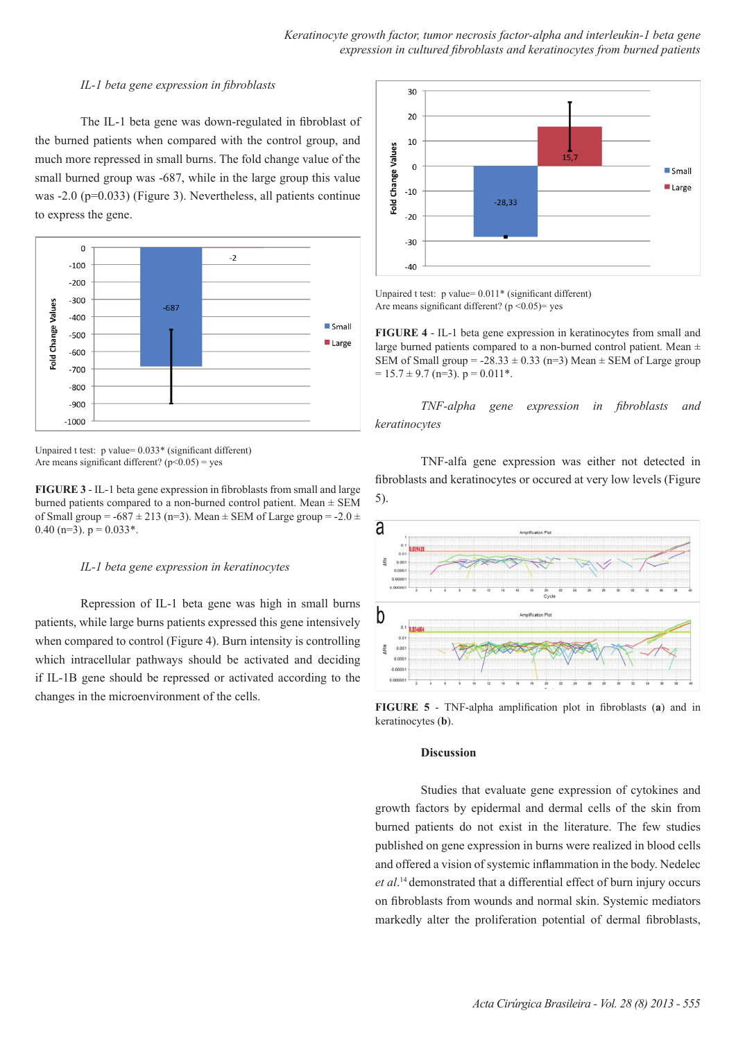*IL-1 beta gene expression in fibroblasts*

The IL-1 beta gene was down-regulated in fibroblast of the burned patients when compared with the control group, and much more repressed in small burns. The fold change value of the small burned group was -687, while in the large group this value was -2.0 (p=0.033) (Figure 3). Nevertheless, all patients continue to express the gene.

Unpaired t test: p value= 0.033* (significant different)
Are means significant different? (p<0.05) = yes

**FIGURE 3** - IL-1 beta gene expression in fibroblasts from small and large burned patients compared to a non-burned control patient. Mean ± SEM of Small group = -687 ± 213 (n=3). Mean ± SEM of Large group = -2.0 ± 0.40 (n=3). p = 0.033*.

*IL-1 beta gene expression in keratinocytes*

Repression of IL-1 beta gene was high in small burns patients, while large burns patients expressed this gene intensively when compared to control (Figure 4). Burn intensity is controlling which intracellular pathways should be activated and deciding if IL-1B gene should be repressed or activated according to the changes in the microenvironment of the cells.

Unpaired t test: p value= 0.011* (significant different)
Are means significant different? (p <0.05)= yes

**FIGURE 4** - IL-1 beta gene expression in keratinocytes from small and large burned patients compared to a non-burned control patient. Mean ± SEM of Small group = -28.33 ± 0.33 (n=3) Mean ± SEM of Large group = 15.7 ± 9.7 (n=3). p = 0.011*.

*TNF-alpha gene expression in fibroblasts and keratinocytes*

TNF-alfa gene expression was either not detected in fibroblasts and keratinocytes or occured at very low levels (Figure 5).

**FIGURE 5** - TNF-alpha amplification plot in fibroblasts (**a**) and in keratinocytes (**b**).

**Discussion**

Studies that evaluate gene expression of cytokines and growth factors by epidermal and dermal cells of the skin from burned patients do not exist in the literature. The few studies published on gene expression in burns were realized in blood cells and offered a vision of systemic inflammation in the body. Nedelec *et al.*[14] demonstrated that a differential effect of burn injury occurs on fibroblasts from wounds and normal skin. Systemic mediators markedly alter the proliferation potential of dermal fibroblasts,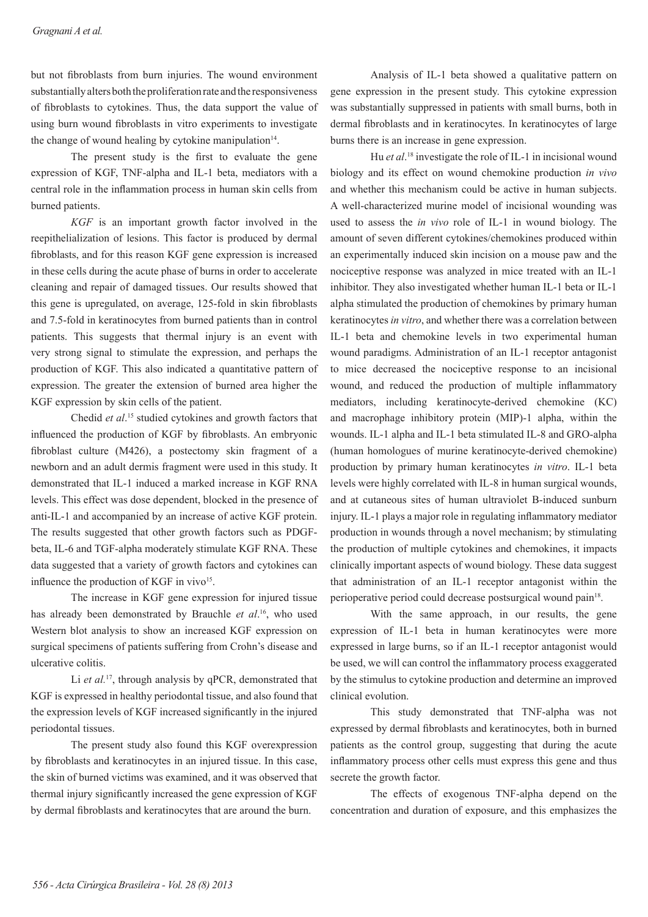but not fibroblasts from burn injuries. The wound environment substantially alters both the proliferation rate and the responsiveness of fibroblasts to cytokines. Thus, the data support the value of using burn wound fibroblasts in vitro experiments to investigate the change of wound healing by cytokine manipulation[14].

The present study is the first to evaluate the gene expression of KGF, TNF-alpha and IL-1 beta, mediators with a central role in the inflammation process in human skin cells from burned patients.

*KGF* is an important growth factor involved in the reepithelialization of lesions. This factor is produced by dermal fibroblasts, and for this reason KGF gene expression is increased in these cells during the acute phase of burns in order to accelerate cleaning and repair of damaged tissues. Our results showed that this gene is upregulated, on average, 125-fold in skin fibroblasts and 7.5-fold in keratinocytes from burned patients than in control patients. This suggests that thermal injury is an event with very strong signal to stimulate the expression, and perhaps the production of KGF. This also indicated a quantitative pattern of expression. The greater the extension of burned area higher the KGF expression by skin cells of the patient.

Chedid *et al*.[15] studied cytokines and growth factors that influenced the production of KGF by fibroblasts. An embryonic fibroblast culture (M426), a postectomy skin fragment of a newborn and an adult dermis fragment were used in this study. It demonstrated that IL-1 induced a marked increase in KGF RNA levels. This effect was dose dependent, blocked in the presence of anti-IL-1 and accompanied by an increase of active KGF protein. The results suggested that other growth factors such as PDGF-beta, IL-6 and TGF-alpha moderately stimulate KGF RNA. These data suggested that a variety of growth factors and cytokines can influence the production of KGF in vivo[15].

The increase in KGF gene expression for injured tissue has already been demonstrated by Brauchle *et al*.[16], who used Western blot analysis to show an increased KGF expression on surgical specimens of patients suffering from Crohn's disease and ulcerative colitis.

Li *et al.*[17], through analysis by qPCR, demonstrated that KGF is expressed in healthy periodontal tissue, and also found that the expression levels of KGF increased significantly in the injured periodontal tissues.

The present study also found this KGF overexpression by fibroblasts and keratinocytes in an injured tissue. In this case, the skin of burned victims was examined, and it was observed that thermal injury significantly increased the gene expression of KGF by dermal fibroblasts and keratinocytes that are around the burn.

Analysis of IL-1 beta showed a qualitative pattern on gene expression in the present study. This cytokine expression was substantially suppressed in patients with small burns, both in dermal fibroblasts and in keratinocytes. In keratinocytes of large burns there is an increase in gene expression.

Hu *et al*.[18] investigate the role of IL-1 in incisional wound biology and its effect on wound chemokine production *in vivo* and whether this mechanism could be active in human subjects. A well-characterized murine model of incisional wounding was used to assess the *in vivo* role of IL-1 in wound biology. The amount of seven different cytokines/chemokines produced within an experimentally induced skin incision on a mouse paw and the nociceptive response was analyzed in mice treated with an IL-1 inhibitor. They also investigated whether human IL-1 beta or IL-1 alpha stimulated the production of chemokines by primary human keratinocytes *in vitro*, and whether there was a correlation between IL-1 beta and chemokine levels in two experimental human wound paradigms. Administration of an IL-1 receptor antagonist to mice decreased the nociceptive response to an incisional wound, and reduced the production of multiple inflammatory mediators, including keratinocyte-derived chemokine (KC) and macrophage inhibitory protein (MIP)-1 alpha, within the wounds. IL-1 alpha and IL-1 beta stimulated IL-8 and GRO-alpha (human homologues of murine keratinocyte-derived chemokine) production by primary human keratinocytes *in vitro*. IL-1 beta levels were highly correlated with IL-8 in human surgical wounds, and at cutaneous sites of human ultraviolet B-induced sunburn injury. IL-1 plays a major role in regulating inflammatory mediator production in wounds through a novel mechanism; by stimulating the production of multiple cytokines and chemokines, it impacts clinically important aspects of wound biology. These data suggest that administration of an IL-1 receptor antagonist within the perioperative period could decrease postsurgical wound pain[18].

With the same approach, in our results, the gene expression of IL-1 beta in human keratinocytes were more expressed in large burns, so if an IL-1 receptor antagonist would be used, we will can control the inflammatory process exaggerated by the stimulus to cytokine production and determine an improved clinical evolution.

This study demonstrated that TNF-alpha was not expressed by dermal fibroblasts and keratinocytes, both in burned patients as the control group, suggesting that during the acute inflammatory process other cells must express this gene and thus secrete the growth factor.

The effects of exogenous TNF-alpha depend on the concentration and duration of exposure, and this emphasizes the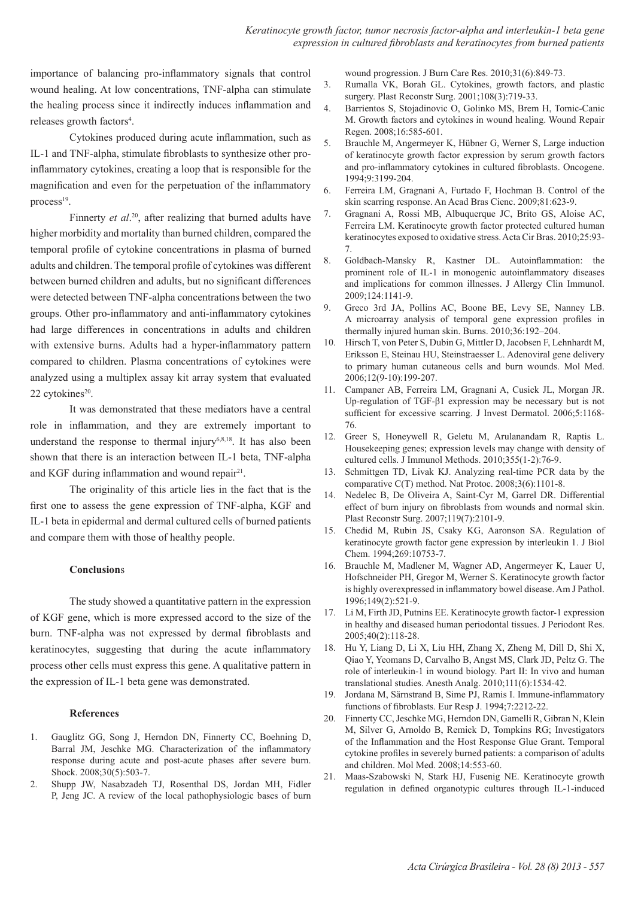importance of balancing pro-inflammatory signals that control wound healing. At low concentrations, TNF-alpha can stimulate the healing process since it indirectly induces inflammation and releases growth factors[4].

Cytokines produced during acute inflammation, such as IL-1 and TNF-alpha, stimulate fibroblasts to synthesize other pro-inflammatory cytokines, creating a loop that is responsible for the magnification and even for the perpetuation of the inflammatory process[19].

Finnerty *et al*.[20], after realizing that burned adults have higher morbidity and mortality than burned children, compared the temporal profile of cytokine concentrations in plasma of burned adults and children. The temporal profile of cytokines was different between burned children and adults, but no significant differences were detected between TNF-alpha concentrations between the two groups. Other pro-inflammatory and anti-inflammatory cytokines had large differences in concentrations in adults and children with extensive burns. Adults had a hyper-inflammatory pattern compared to children. Plasma concentrations of cytokines were analyzed using a multiplex assay kit array system that evaluated 22 cytokines[20].

It was demonstrated that these mediators have a central role in inflammation, and they are extremely important to understand the response to thermal injury[6,8,18]. It has also been shown that there is an interaction between IL-1 beta, TNF-alpha and KGF during inflammation and wound repair[21].

The originality of this article lies in the fact that is the first one to assess the gene expression of TNF-alpha, KGF and IL-1 beta in epidermal and dermal cultured cells of burned patients and compare them with those of healthy people.

## Conclusions

The study showed a quantitative pattern in the expression of KGF gene, which is more expressed accord to the size of the burn. TNF-alpha was not expressed by dermal fibroblasts and keratinocytes, suggesting that during the acute inflammatory process other cells must express this gene. A qualitative pattern in the expression of IL-1 beta gene was demonstrated.

## References

1. Gauglitz GG, Song J, Herndon DN, Finnerty CC, Boehning D, Barral JM, Jeschke MG. Characterization of the inflammatory response during acute and post-acute phases after severe burn. Shock. 2008;30(5):503-7.
2. Shupp JW, Nasabzadeh TJ, Rosenthal DS, Jordan MH, Fidler P, Jeng JC. A review of the local pathophysiologic bases of burn wound progression. J Burn Care Res. 2010;31(6):849-73.
3. Rumalla VK, Borah GL. Cytokines, growth factors, and plastic surgery. Plast Reconstr Surg. 2001;108(3):719-33.
4. Barrientos S, Stojadinovic O, Golinko MS, Brem H, Tomic-Canic M. Growth factors and cytokines in wound healing. Wound Repair Regen. 2008;16:585-601.
5. Brauchle M, Angermeyer K, Hübner G, Werner S, Large induction of keratinocyte growth factor expression by serum growth factors and pro-inflammatory cytokines in cultured fibroblasts. Oncogene. 1994;9:3199-204.
6. Ferreira LM, Gragnani A, Furtado F, Hochman B. Control of the skin scarring response. An Acad Bras Cienc. 2009;81:623-9.
7. Gragnani A, Rossi MB, Albuquerque JC, Brito GS, Aloise AC, Ferreira LM. Keratinocyte growth factor protected cultured human keratinocytes exposed to oxidative stress. Acta Cir Bras. 2010;25:93-7.
8. Goldbach-Mansky R, Kastner DL. Autoinflammation: the prominent role of IL-1 in monogenic autoinflammatory diseases and implications for common illnesses. J Allergy Clin Immunol. 2009;124:1141-9.
9. Greco 3rd JA, Pollins AC, Boone BE, Levy SE, Nanney LB. A microarray analysis of temporal gene expression profiles in thermally injured human skin. Burns. 2010;36:192–204.
10. Hirsch T, von Peter S, Dubin G, Mittler D, Jacobsen F, Lehnhardt M, Eriksson E, Steinau HU, Steinstraesser L. Adenoviral gene delivery to primary human cutaneous cells and burn wounds. Mol Med. 2006;12(9-10):199-207.
11. Campaner AB, Ferreira LM, Gragnani A, Cusick JL, Morgan JR. Up-regulation of TGF-β1 expression may be necessary but is not sufficient for excessive scarring. J Invest Dermatol. 2006;5:1168-76.
12. Greer S, Honeywell R, Geletu M, Arulanandam R, Raptis L. Housekeeping genes; expression levels may change with density of cultured cells. J Immunol Methods. 2010;355(1-2):76-9.
13. Schmittgen TD, Livak KJ. Analyzing real-time PCR data by the comparative C(T) method. Nat Protoc. 2008;3(6):1101-8.
14. Nedelec B, De Oliveira A, Saint-Cyr M, Garrel DR. Differential effect of burn injury on fibroblasts from wounds and normal skin. Plast Reconstr Surg. 2007;119(7):2101-9.
15. Chedid M, Rubin JS, Csaky KG, Aaronson SA. Regulation of keratinocyte growth factor gene expression by interleukin 1. J Biol Chem. 1994;269:10753-7.
16. Brauchle M, Madlener M, Wagner AD, Angermeyer K, Lauer U, Hofschneider PH, Gregor M, Werner S. Keratinocyte growth factor is highly overexpressed in inflammatory bowel disease. Am J Pathol. 1996;149(2):521-9.
17. Li M, Firth JD, Putnins EE. Keratinocyte growth factor-1 expression in healthy and diseased human periodontal tissues. J Periodont Res. 2005;40(2):118-28.
18. Hu Y, Liang D, Li X, Liu HH, Zhang X, Zheng M, Dill D, Shi X, Qiao Y, Yeomans D, Carvalho B, Angst MS, Clark JD, Peltz G. The role of interleukin-1 in wound biology. Part II: In vivo and human translational studies. Anesth Analg. 2010;111(6):1534-42.
19. Jordana M, Särnstrand B, Sime PJ, Ramis I. Immune-inflammatory functions of fibroblasts. Eur Resp J. 1994;7:2212-22.
20. Finnerty CC, Jeschke MG, Herndon DN, Gamelli R, Gibran N, Klein M, Silver G, Arnoldo B, Remick D, Tompkins RG; Investigators of the Inflammation and the Host Response Glue Grant. Temporal cytokine profiles in severely burned patients: a comparison of adults and children. Mol Med. 2008;14:553-60.
21. Maas-Szabowski N, Stark HJ, Fusenig NE. Keratinocyte growth regulation in defined organotypic cultures through IL-1-induced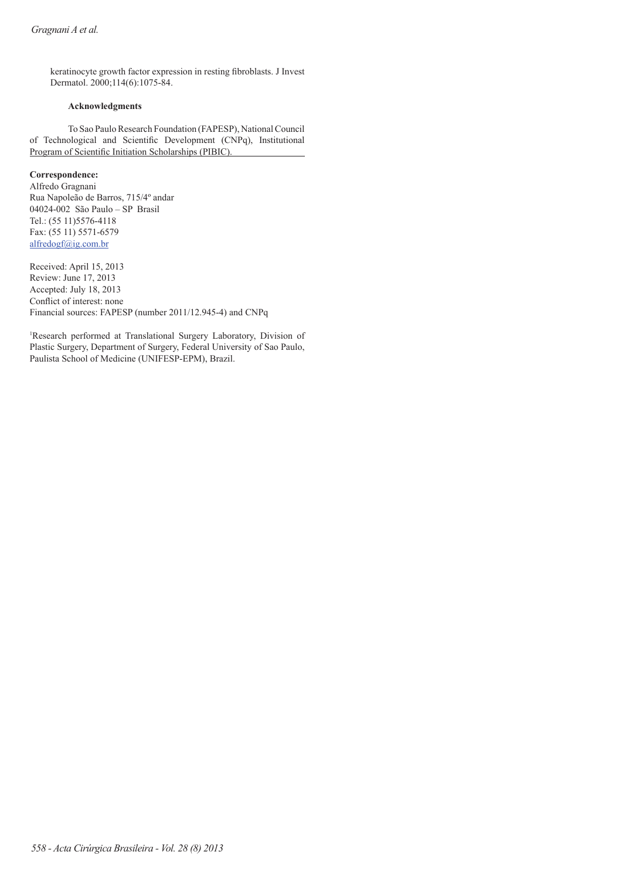keratinocyte growth factor expression in resting fibroblasts. J Invest Dermatol. 2000;114(6):1075-84.

**Acknowledgments**

To Sao Paulo Research Foundation (FAPESP), National Council of Technological and Scientific Development (CNPq), Institutional Program of Scientific Initiation Scholarships (PIBIC).

**Correspondence:**
Alfredo Gragnani
Rua Napoleão de Barros, 715/4º andar
04024-002 São Paulo – SP Brasil
Tel.: (55 11)5576-4118
Fax: (55 11) 5571-6579
alfredogf@ig.com.br

Received: April 15, 2013
Review: June 17, 2013
Accepted: July 18, 2013
Conflict of interest: none
Financial sources: FAPESP (number 2011/12.945-4) and CNPq

[1]Research performed at Translational Surgery Laboratory, Division of Plastic Surgery, Department of Surgery, Federal University of Sao Paulo, Paulista School of Medicine (UNIFESP-EPM), Brazil.